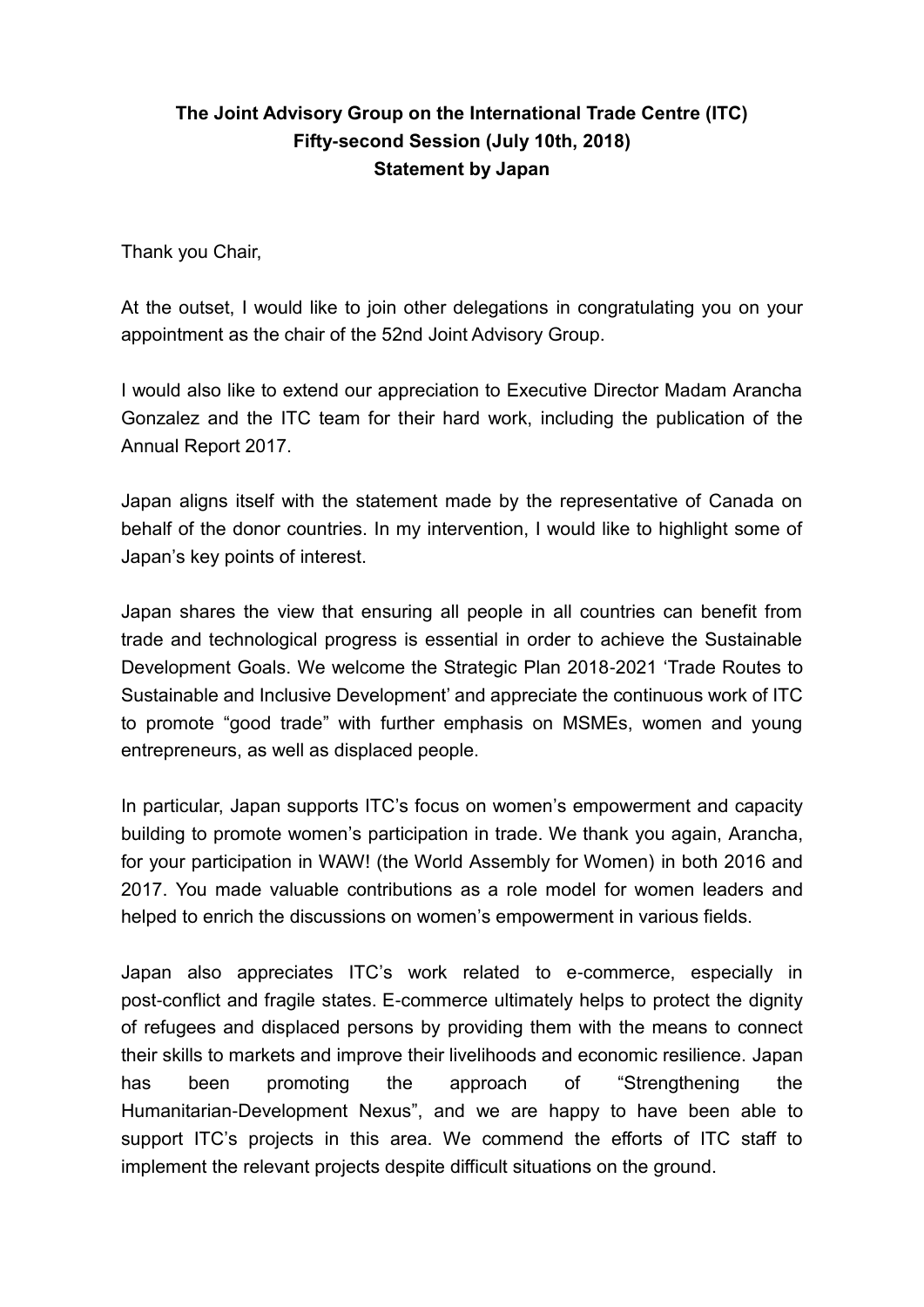**The Joint Advisory Group on the International Trade Centre (ITC)**
**Fifty-second Session (July 10th, 2018)**
**Statement by Japan**

Thank you Chair,

At the outset, I would like to join other delegations in congratulating you on your appointment as the chair of the 52nd Joint Advisory Group.

I would also like to extend our appreciation to Executive Director Madam Arancha Gonzalez and the ITC team for their hard work, including the publication of the Annual Report 2017.

Japan aligns itself with the statement made by the representative of Canada on behalf of the donor countries. In my intervention, I would like to highlight some of Japan's key points of interest.

Japan shares the view that ensuring all people in all countries can benefit from trade and technological progress is essential in order to achieve the Sustainable Development Goals. We welcome the Strategic Plan 2018-2021 'Trade Routes to Sustainable and Inclusive Development' and appreciate the continuous work of ITC to promote "good trade" with further emphasis on MSMEs, women and young entrepreneurs, as well as displaced people.

In particular, Japan supports ITC's focus on women's empowerment and capacity building to promote women's participation in trade. We thank you again, Arancha, for your participation in WAW! (the World Assembly for Women) in both 2016 and 2017. You made valuable contributions as a role model for women leaders and helped to enrich the discussions on women's empowerment in various fields.

Japan also appreciates ITC's work related to e-commerce, especially in post-conflict and fragile states. E-commerce ultimately helps to protect the dignity of refugees and displaced persons by providing them with the means to connect their skills to markets and improve their livelihoods and economic resilience. Japan has been promoting the approach of "Strengthening the Humanitarian-Development Nexus", and we are happy to have been able to support ITC's projects in this area. We commend the efforts of ITC staff to implement the relevant projects despite difficult situations on the ground.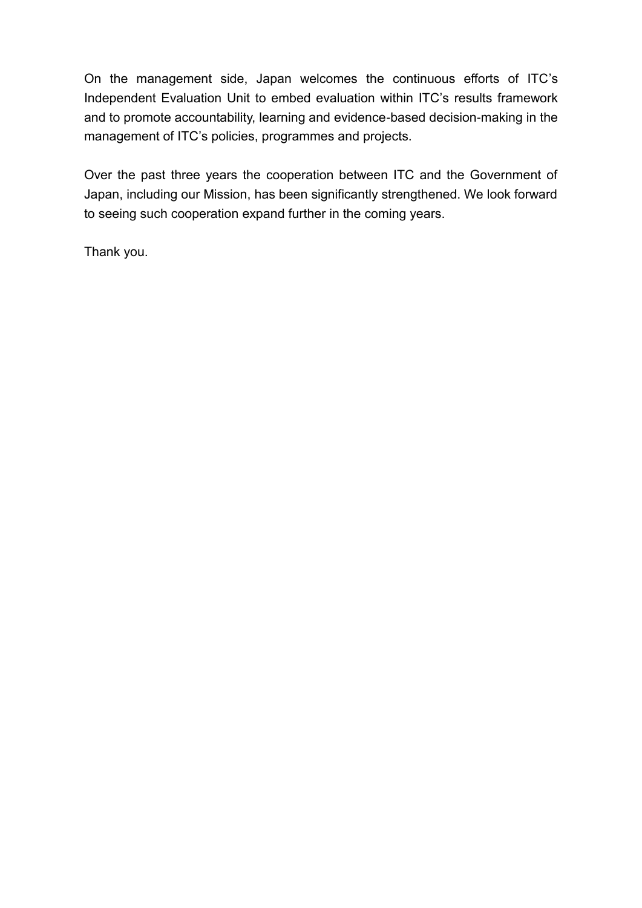On the management side, Japan welcomes the continuous efforts of ITC's Independent Evaluation Unit to embed evaluation within ITC's results framework and to promote accountability, learning and evidence-based decision-making in the management of ITC's policies, programmes and projects.

Over the past three years the cooperation between ITC and the Government of Japan, including our Mission, has been significantly strengthened. We look forward to seeing such cooperation expand further in the coming years.

Thank you.